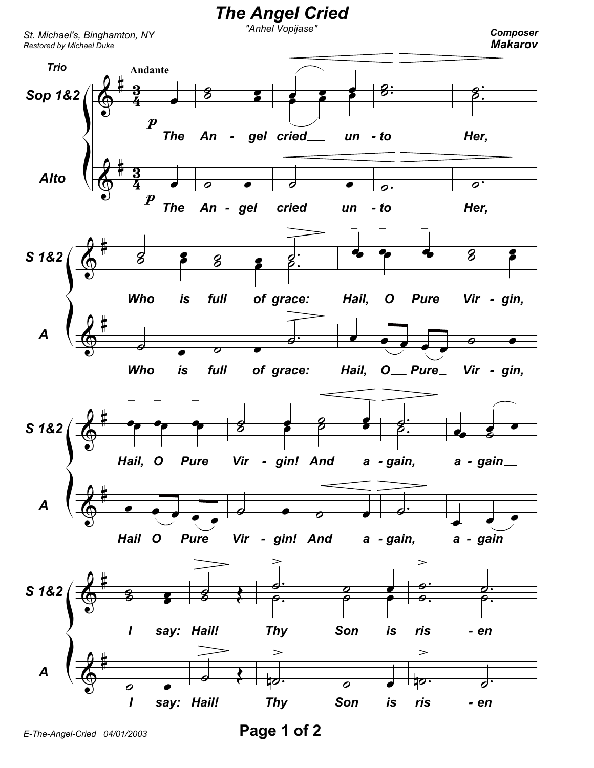# The Angel Cried

"Anhel Vopijase"

St. Michael's, Binghamton, NY
Restored by Michael Duke

Composer
**Makarov**

Trio

Andante

Sop 1&2 / Alto

*p* The An - gel cried un - to Her,

Who is full of grace: Hail, O Pure Vir - gin,

Hail, O Pure Vir - gin! And a - gain, a - gain

I say: Hail! Thy Son is ris - en

E-The-Angel-Cried 04/01/2003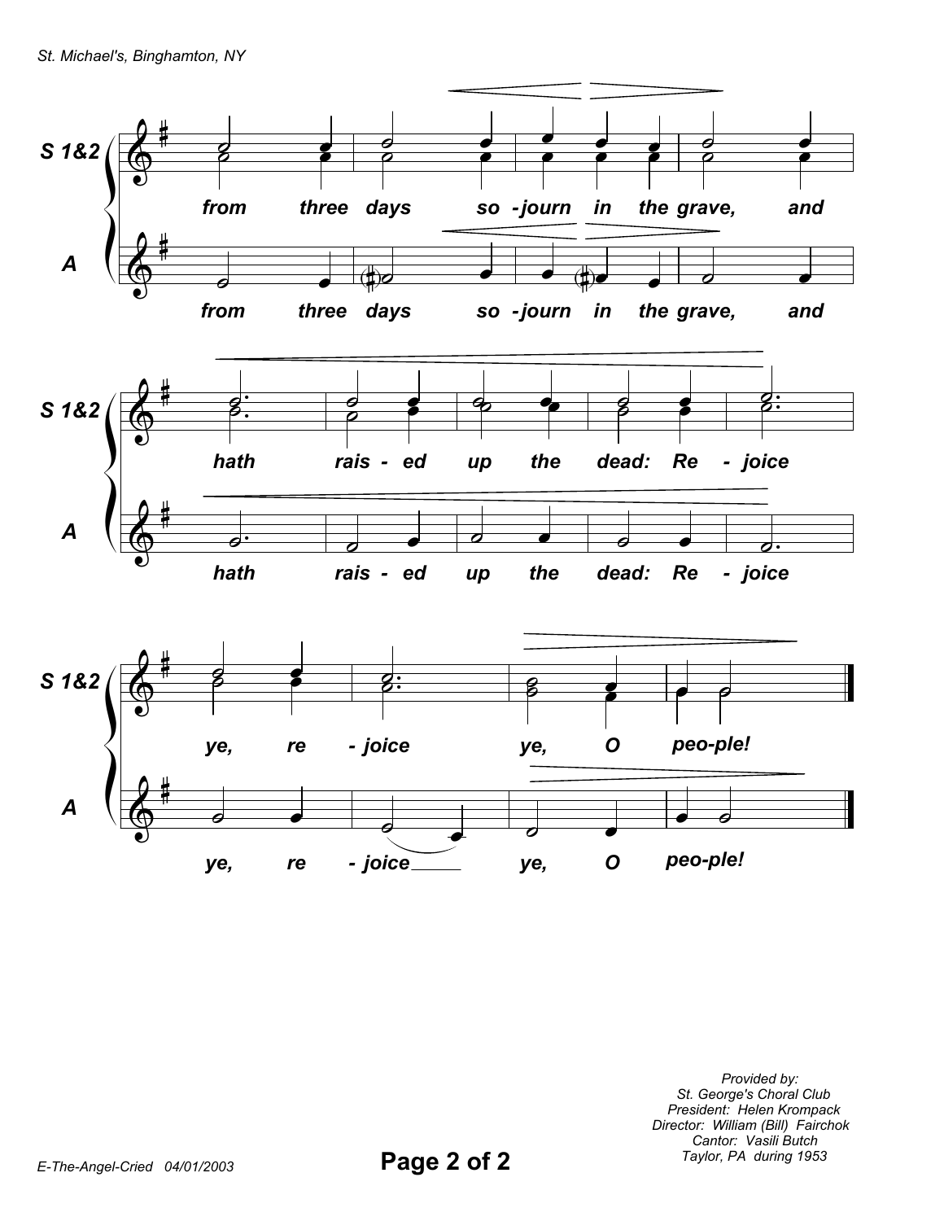St. Michael's, Binghamton, NY

S 1&2

from three days so - journ in the grave, and

A

from three days so - journ in the grave, and

S 1&2

hath rais - ed up the dead: Re - joice

A

hath rais - ed up the dead: Re - joice

S 1&2

ye, re - joice ye, O peo-ple!

A

ye, re - joice ye, O peo-ple!

Provided by:
St. George's Choral Club
President: Helen Krompack
Director: William (Bill) Fairchok
Cantor: Vasili Butch
Taylor, PA during 1953

E-The-Angel-Cried 04/01/2003